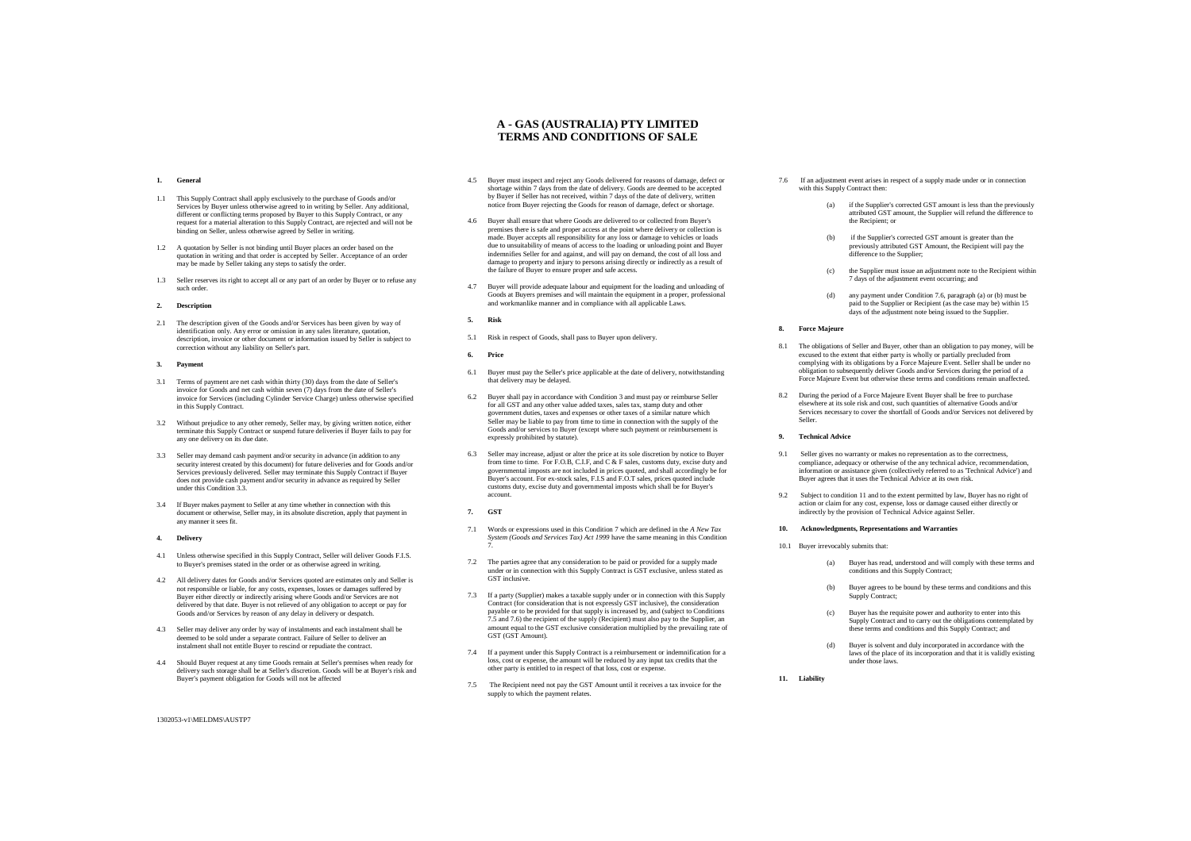# A - GAS (AUSTRALIA) PTY LIMITED
# TERMS AND CONDITIONS OF SALE

**1. General**

1.1 This Supply Contract shall apply exclusively to the purchase of Goods and/or Services by Buyer unless otherwise agreed to in writing by Seller. Any additional, different or conflicting terms proposed by Buyer to this Supply Contract, or any request for a material alteration to this Supply Contract, are rejected and will not be binding on Seller, unless otherwise agreed by Seller in writing.

1.2 A quotation by Seller is not binding until Buyer places an order based on the quotation in writing and that order is accepted by Seller. Acceptance of an order may be made by Seller taking any steps to satisfy the order.

1.3 Seller reserves its right to accept all or any part of an order by Buyer or to refuse any such order.

**2. Description**

2.1 The description given of the Goods and/or Services has been given by way of identification only. Any error or omission in any sales literature, quotation, description, invoice or other document or information issued by Seller is subject to correction without any liability on Seller's part.

**3. Payment**

3.1 Terms of payment are net cash within thirty (30) days from the date of Seller's invoice for Goods and net cash within seven (7) days from the date of Seller's invoice for Services (including Cylinder Service Charge) unless otherwise specified in this Supply Contract.

3.2 Without prejudice to any other remedy, Seller may, by giving written notice, either terminate this Supply Contract or suspend future deliveries if Buyer fails to pay for any one delivery on its due date.

3.3 Seller may demand cash payment and/or security in advance (in addition to any security interest created by this document) for future deliveries and for Goods and/or Services previously delivered. Seller may terminate this Supply Contract if Buyer does not provide cash payment and/or security in advance as required by Seller under this Condition 3.3.

3.4 If Buyer makes payment to Seller at any time whether in connection with this document or otherwise, Seller may, in its absolute discretion, apply that payment in any manner it sees fit.

**4. Delivery**

4.1 Unless otherwise specified in this Supply Contract, Seller will deliver Goods F.I.S. to Buyer's premises stated in the order or as otherwise agreed in writing.

4.2 All delivery dates for Goods and/or Services quoted are estimates only and Seller is not responsible or liable, for any costs, expenses, losses or damages suffered by Buyer either directly or indirectly arising where Goods and/or Services are not delivered by that date. Buyer is not relieved of any obligation to accept or pay for Goods and/or Services by reason of any delay in delivery or despatch.

4.3 Seller may deliver any order by way of instalments and each instalment shall be deemed to be sold under a separate contract. Failure of Seller to deliver an instalment shall not entitle Buyer to rescind or repudiate the contract.

4.4 Should Buyer request at any time Goods remain at Seller's premises when ready for delivery such storage shall be at Seller's discretion. Goods will be at Buyer's risk and Buyer's payment obligation for Goods will not be affected

4.5 Buyer must inspect and reject any Goods delivered for reasons of damage, defect or shortage within 7 days from the date of delivery. Goods are deemed to be accepted by Buyer if Seller has not received, within 7 days of the date of delivery, written notice from Buyer rejecting the Goods for reason of damage, defect or shortage.

4.6 Buyer shall ensure that where Goods are delivered to or collected from Buyer's premises there is safe and proper access at the point where delivery or collection is made. Buyer accepts all responsibility for any loss or damage to vehicles or loads due to unsuitability of means of access to the loading or unloading point and Buyer indemnifies Seller for and against, and will pay on demand, the cost of all loss and damage to property and injury to persons arising directly or indirectly as a result of the failure of Buyer to ensure proper and safe access.

4.7 Buyer will provide adequate labour and equipment for the loading and unloading of Goods at Buyers premises and will maintain the equipment in a proper, professional and workmanlike manner and in compliance with all applicable Laws.

**5. Risk**

5.1 Risk in respect of Goods, shall pass to Buyer upon delivery.

**6. Price**

6.1 Buyer must pay the Seller's price applicable at the date of delivery, notwithstanding that delivery may be delayed.

6.2 Buyer shall pay in accordance with Condition 3 and must pay or reimburse Seller for all GST and any other value added taxes, sales tax, stamp duty and other government duties, taxes and expenses or other taxes of a similar nature which Seller may be liable to pay from time to time in connection with the supply of the Goods and/or services to Buyer (except where such payment or reimbursement is expressly prohibited by statute).

6.3 Seller may increase, adjust or alter the price at its sole discretion by notice to Buyer from time to time. For F.O.B, C.I.F, and C & F sales, customs duty, excise duty and governmental imposts are not included in prices quoted, and shall accordingly be for Buyer's account. For ex-stock sales, F.I.S and F.O.T sales, prices quoted include customs duty, excise duty and governmental imposts which shall be for Buyer's account.

**7. GST**

7.1 Words or expressions used in this Condition 7 which are defined in the *A New Tax System (Goods and Services Tax) Act 1999* have the same meaning in this Condition 7.

7.2 The parties agree that any consideration to be paid or provided for a supply made under or in connection with this Supply Contract is GST exclusive, unless stated as GST inclusive.

7.3 If a party (Supplier) makes a taxable supply under or in connection with this Supply Contract (for consideration that is not expressly GST inclusive), the consideration payable or to be provided for that supply is increased by, and (subject to Conditions 7.5 and 7.6) the recipient of the supply (Recipient) must also pay to the Supplier, an amount equal to the GST exclusive consideration multiplied by the prevailing rate of GST (GST Amount).

7.4 If a payment under this Supply Contract is a reimbursement or indemnification for a loss, cost or expense, the amount will be reduced by any input tax credits that the other party is entitled to in respect of that loss, cost or expense.

7.5 The Recipient need not pay the GST Amount until it receives a tax invoice for the supply to which the payment relates.

7.6 If an adjustment event arises in respect of a supply made under or in connection with this Supply Contract then:

(a) if the Supplier's corrected GST amount is less than the previously attributed GST amount, the Supplier will refund the difference to the Recipient; or

(b) if the Supplier's corrected GST amount is greater than the previously attributed GST Amount, the Recipient will pay the difference to the Supplier;

(c) the Supplier must issue an adjustment note to the Recipient within 7 days of the adjustment event occurring; and

(d) any payment under Condition 7.6, paragraph (a) or (b) must be paid to the Supplier or Recipient (as the case may be) within 15 days of the adjustment note being issued to the Supplier.

**8. Force Majeure**

8.1 The obligations of Seller and Buyer, other than an obligation to pay money, will be excused to the extent that either party is wholly or partially precluded from complying with its obligations by a Force Majeure Event. Seller shall be under no obligation to subsequently deliver Goods and/or Services during the period of a Force Majeure Event but otherwise these terms and conditions remain unaffected.

8.2 During the period of a Force Majeure Event Buyer shall be free to purchase elsewhere at its sole risk and cost, such quantities of alternative Goods and/or Services necessary to cover the shortfall of Goods and/or Services not delivered by Seller.

**9. Technical Advice**

9.1 Seller gives no warranty or makes no representation as to the correctness, compliance, adequacy or otherwise of the any technical advice, recommendation, information or assistance given (collectively referred to as 'Technical Advice') and Buyer agrees that it uses the Technical Advice at its own risk.

9.2 Subject to condition 11 and to the extent permitted by law, Buyer has no right of action or claim for any cost, expense, loss or damage caused either directly or indirectly by the provision of Technical Advice against Seller.

**10. Acknowledgments, Representations and Warranties**

10.1 Buyer irrevocably submits that:

(a) Buyer has read, understood and will comply with these terms and conditions and this Supply Contract;

(b) Buyer agrees to be bound by these terms and conditions and this Supply Contract;

(c) Buyer has the requisite power and authority to enter into this Supply Contract and to carry out the obligations contemplated by these terms and conditions and this Supply Contract; and

(d) Buyer is solvent and duly incorporated in accordance with the laws of the place of its incorporation and that it is validly existing under those laws.

**11. Liability**

1302053-v1\MELDMS\AUSTP7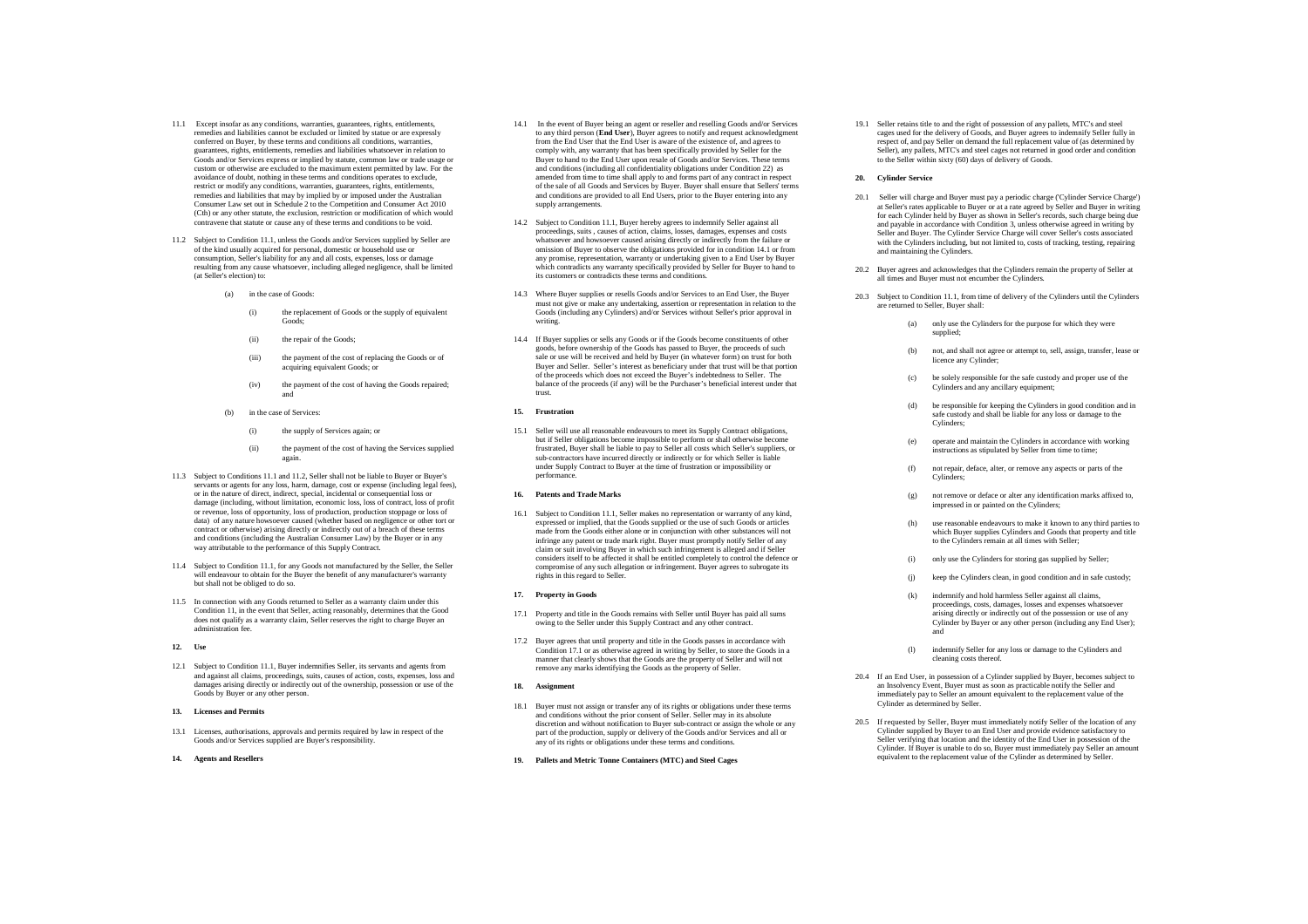11.1 Except insofar as any conditions, warranties, guarantees, rights, entitlements, remedies and liabilities cannot be excluded or limited by statue or are expressly conferred on Buyer, by these terms and conditions all conditions, warranties, guarantees, rights, entitlements, remedies and liabilities whatsoever in relation to Goods and/or Services express or implied by statute, common law or trade usage or custom or otherwise are excluded to the maximum extent permitted by law. For the avoidance of doubt, nothing in these terms and conditions operates to exclude, restrict or modify any conditions, warranties, guarantees, rights, entitlements, remedies and liabilities that may by implied by or imposed under the Australian Consumer Law set out in Schedule 2 to the Competition and Consumer Act 2010 (Cth) or any other statute, the exclusion, restriction or modification of which would contravene that statute or cause any of these terms and conditions to be void.

11.2 Subject to Condition 11.1, unless the Goods and/or Services supplied by Seller are of the kind usually acquired for personal, domestic or household use or consumption, Seller's liability for any and all costs, expenses, loss or damage resulting from any cause whatsoever, including alleged negligence, shall be limited (at Seller's election) to:

(a) in the case of Goods:

(i) the replacement of Goods or the supply of equivalent Goods;

(ii) the repair of the Goods;

(iii) the payment of the cost of replacing the Goods or of acquiring equivalent Goods; or

(iv) the payment of the cost of having the Goods repaired; and

(b) in the case of Services:

(i) the supply of Services again; or

(ii) the payment of the cost of having the Services supplied again.

11.3 Subject to Conditions 11.1 and 11.2, Seller shall not be liable to Buyer or Buyer's servants or agents for any loss, harm, damage, cost or expense (including legal fees), or in the nature of direct, indirect, special, incidental or consequential loss or damage (including, without limitation, economic loss, loss of contract, loss of profit or revenue, loss of opportunity, loss of production, production stoppage or loss of data) of any nature howsoever caused (whether based on negligence or other tort or contract or otherwise) arising directly or indirectly out of a breach of these terms and conditions (including the Australian Consumer Law) by the Buyer or in any way attributable to the performance of this Supply Contract.

11.4 Subject to Condition 11.1, for any Goods not manufactured by the Seller, the Seller will endeavour to obtain for the Buyer the benefit of any manufacturer's warranty but shall not be obliged to do so.

11.5 In connection with any Goods returned to Seller as a warranty claim under this Condition 11, in the event that Seller, acting reasonably, determines that the Good does not qualify as a warranty claim, Seller reserves the right to charge Buyer an administration fee.

**12. Use**

12.1 Subject to Condition 11.1, Buyer indemnifies Seller, its servants and agents from and against all claims, proceedings, suits, causes of action, costs, expenses, loss and damages arising directly or indirectly out of the ownership, possession or use of the Goods by Buyer or any other person.

**13. Licenses and Permits**

13.1 Licenses, authorisations, approvals and permits required by law in respect of the Goods and/or Services supplied are Buyer's responsibility.

**14. Agents and Resellers**

14.1 In the event of Buyer being an agent or reseller and reselling Goods and/or Services to any third person (**End User**), Buyer agrees to notify and request acknowledgment from the End User that the End User is aware of the existence of, and agrees to comply with, any warranty that has been specifically provided by Seller for the Buyer to hand to the End User upon resale of Goods and/or Services. These terms and conditions (including all confidentiality obligations under Condition 22) as amended from time to time shall apply to and forms part of any contract in respect of the sale of all Goods and Services by Buyer. Buyer shall ensure that Sellers' terms and conditions are provided to all End Users, prior to the Buyer entering into any supply arrangements.

14.2 Subject to Condition 11.1, Buyer hereby agrees to indemnify Seller against all proceedings, suits , causes of action, claims, losses, damages, expenses and costs whatsoever and howsoever caused arising directly or indirectly from the failure or omission of Buyer to observe the obligations provided for in condition 14.1 or from any promise, representation, warranty or undertaking given to a End User by Buyer which contradicts any warranty specifically provided by Seller for Buyer to hand to its customers or contradicts these terms and conditions.

14.3 Where Buyer supplies or resells Goods and/or Services to an End User, the Buyer must not give or make any undertaking, assertion or representation in relation to the Goods (including any Cylinders) and/or Services without Seller's prior approval in writing.

14.4 If Buyer supplies or sells any Goods or if the Goods become constituents of other goods, before ownership of the Goods has passed to Buyer, the proceeds of such sale or use will be received and held by Buyer (in whatever form) on trust for both Buyer and Seller. Seller's interest as beneficiary under that trust will be that portion of the proceeds which does not exceed the Buyer's indebtedness to Seller. The balance of the proceeds (if any) will be the Purchaser's beneficial interest under that trust.

**15. Frustration**

15.1 Seller will use all reasonable endeavours to meet its Supply Contract obligations, but if Seller obligations become impossible to perform or shall otherwise become frustrated, Buyer shall be liable to pay to Seller all costs which Seller's suppliers, or sub-contractors have incurred directly or indirectly or for which Seller is liable under Supply Contract to Buyer at the time of frustration or impossibility or performance.

**16. Patents and Trade Marks**

16.1 Subject to Condition 11.1, Seller makes no representation or warranty of any kind, expressed or implied, that the Goods supplied or the use of such Goods or articles made from the Goods either alone or in conjunction with other substances will not infringe any patent or trade mark right. Buyer must promptly notify Seller of any claim or suit involving Buyer in which such infringement is alleged and if Seller considers itself to be affected it shall be entitled completely to control the defence or compromise of any such allegation or infringement. Buyer agrees to subrogate its rights in this regard to Seller.

**17. Property in Goods**

17.1 Property and title in the Goods remains with Seller until Buyer has paid all sums owing to the Seller under this Supply Contract and any other contract.

17.2 Buyer agrees that until property and title in the Goods passes in accordance with Condition 17.1 or as otherwise agreed in writing by Seller, to store the Goods in a manner that clearly shows that the Goods are the property of Seller and will not remove any marks identifying the Goods as the property of Seller.

**18. Assignment**

18.1 Buyer must not assign or transfer any of its rights or obligations under these terms and conditions without the prior consent of Seller. Seller may in its absolute discretion and without notification to Buyer sub-contract or assign the whole or any part of the production, supply or delivery of the Goods and/or Services and all or any of its rights or obligations under these terms and conditions.

**19. Pallets and Metric Tonne Containers (MTC) and Steel Cages**

19.1 Seller retains title to and the right of possession of any pallets, MTC's and steel cages used for the delivery of Goods, and Buyer agrees to indemnify Seller fully in respect of, and pay Seller on demand the full replacement value of (as determined by Seller), any pallets, MTC's and steel cages not returned in good order and condition to the Seller within sixty (60) days of delivery of Goods.

**20. Cylinder Service**

20.1 Seller will charge and Buyer must pay a periodic charge ('Cylinder Service Charge') at Seller's rates applicable to Buyer or at a rate agreed by Seller and Buyer in writing for each Cylinder held by Buyer as shown in Seller's records, such charge being due and payable in accordance with Condition 3, unless otherwise agreed in writing by Seller and Buyer. The Cylinder Service Charge will cover Seller's costs associated with the Cylinders including, but not limited to, costs of tracking, testing, repairing and maintaining the Cylinders.

20.2 Buyer agrees and acknowledges that the Cylinders remain the property of Seller at all times and Buyer must not encumber the Cylinders.

20.3 Subject to Condition 11.1, from time of delivery of the Cylinders until the Cylinders are returned to Seller, Buyer shall:

(a) only use the Cylinders for the purpose for which they were supplied;

(b) not, and shall not agree or attempt to, sell, assign, transfer, lease or licence any Cylinder;

(c) be solely responsible for the safe custody and proper use of the Cylinders and any ancillary equipment;

(d) be responsible for keeping the Cylinders in good condition and in safe custody and shall be liable for any loss or damage to the Cylinders;

(e) operate and maintain the Cylinders in accordance with working instructions as stipulated by Seller from time to time;

(f) not repair, deface, alter, or remove any aspects or parts of the Cylinders;

(g) not remove or deface or alter any identification marks affixed to, impressed in or painted on the Cylinders;

(h) use reasonable endeavours to make it known to any third parties to which Buyer supplies Cylinders and Goods that property and title to the Cylinders remain at all times with Seller;

(i) only use the Cylinders for storing gas supplied by Seller;

(j) keep the Cylinders clean, in good condition and in safe custody;

(k) indemnify and hold harmless Seller against all claims, proceedings, costs, damages, losses and expenses whatsoever arising directly or indirectly out of the possession or use of any Cylinder by Buyer or any other person (including any End User); and

(l) indemnify Seller for any loss or damage to the Cylinders and cleaning costs thereof.

20.4 If an End User, in possession of a Cylinder supplied by Buyer, becomes subject to an Insolvency Event, Buyer must as soon as practicable notify the Seller and immediately pay to Seller an amount equivalent to the replacement value of the Cylinder as determined by Seller.

20.5 If requested by Seller, Buyer must immediately notify Seller of the location of any Cylinder supplied by Buyer to an End User and provide evidence satisfactory to Seller verifying that location and the identity of the End User in possession of the Cylinder. If Buyer is unable to do so, Buyer must immediately pay Seller an amount equivalent to the replacement value of the Cylinder as determined by Seller.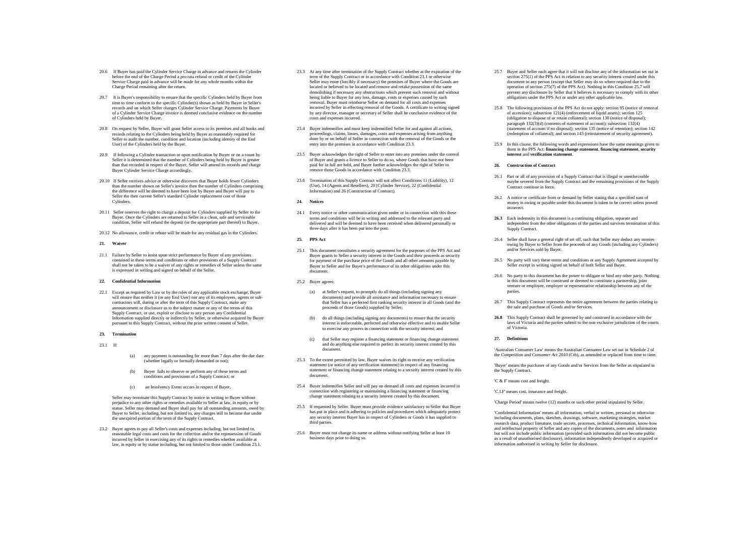20.6 If Buyer has paid the Cylinder Service Charge in advance and returns the Cylinder before the end of the Charge Period a pro rata refund or credit of the Cylinder Service Charge paid in advance will be made for any whole months within the Charge Period remaining after the return.

20.7 It is Buyer's responsibility to ensure that the specific Cylinders held by Buyer from time to time conform to the specific Cylinder(s) shown as held by Buyer in Seller's records and on which Seller charges Cylinder Service Charge. Payments by Buyer of a Cylinder Service Charge invoice is deemed conclusive evidence on the number of Cylinders held by Buyer.

20.8 On request by Seller, Buyer will grant Seller access to its premises and all books and records relating to the Cylinders being held by Buyer as reasonably required for Seller to audit the number, condition and location (including identity of the End User) of the Cylinders held by the Buyer.

20.9 If following a Cylinder transaction or upon notification by Buyer or on a count by Seller it is determined that the number of Cylinders being held by Buyer is greater than that recorded in respect of the Buyer, Seller will amend its records and charge Buyer Cylinder Service Charge accordingly.

20.10 If Seller receives advice or otherwise discovers that Buyer holds fewer Cylinders than the number shown on Seller's invoice then the number of Cylinders comprising the difference will be deemed to have been lost by Buyer and Buyer will pay to Seller the then current Seller's standard Cylinder replacement cost of those Cylinders.

20.11 Seller reserves the right to charge a deposit for Cylinders supplied by Seller to the Buyer. Once the Cylinders are returned to Seller in a clean, safe and serviceable condition, Seller will refund the deposit (or the appropriate part thereof) to Buyer.

20.12 No allowance, credit or rebate will be made for any residual gas in the Cylinders.

**21. Waiver**

21.1 Failure by Seller to insist upon strict performance by Buyer of any provisions contained in these terms and conditions or other provisions of a Supply Contract shall not be taken to be a waiver of any rights or remedies of Seller unless the same is expressed in writing and signed on behalf of the Seller.

**22. Confidential Information**

22.1 Except as required by Law or by the rules of any applicable stock exchange, Buyer will ensure that neither it (or any End User) nor any of its employees, agents or sub-contractors will, during or after the term of this Supply Contract, make any announcement or disclosure as to the subject matter or any of the terms of this Supply Contract, or use, exploit or disclose to any person any Confidential Information supplied directly or indirectly by Seller, or otherwise acquired by Buyer pursuant to this Supply Contract, without the prior written consent of Seller.

**23. Termination**

23.1 If:

(a) any payment is outstanding for more than 7 days after the due date (whether legally or formally demanded or not);

(b) Buyer fails to observe or perform any of these terms and conditions and provisions of a Supply Contract; or

(c) an Insolvency Event occurs in respect of Buyer,

Seller may terminate this Supply Contract by notice in writing to Buyer without prejudice to any other rights or remedies available to Seller at law, in equity or by statue. Seller may demand and Buyer shall pay for all outstanding amounts, owed by Buyer to Seller, including, but not limited to, any charges still to become due under the unexpired portion of the term of the Supply Contract.

23.2 Buyer agrees to pay all Seller's costs and expenses including, but not limited to, reasonable legal costs and costs for the collection and/or the repossession of Goods incurred by Seller in exercising any of its rights or remedies whether available at law, in equity or by statue including, but not limited to those under Condition 23.1.

23.3 At any time after termination of the Supply Contract whether at the expiration of the term of the Supply Contract or in accordance with Condition 23.1 or otherwise Seller may enter (forcibly if necessary) the premises of Buyer where the Goods are located or believed to be located and remove and retake possession of the same demolishing if necessary any obstructions which prevent such removal and without being liable to Buyer for any loss, damage, costs or expenses caused by such removal. Buyer must reimburse Seller on demand for all costs and expenses incurred by Seller in effecting removal of the Goods. A certificate in writing signed by any director, manager or secretary of Seller shall be conclusive evidence of the costs and expenses incurred.

23.4 Buyer indemnifies and must keep indemnified Seller for and against all actions, proceedings, claims, losses, damages, costs and expenses arising from anything done by or on behalf of Seller in connection with the removal of the Goods or the entry into the premises in accordance with Condition 23.3.

23.5 Buyer acknowledges the right of Seller to enter into any premises under the control of Buyer and grants a licence to Seller to do so, where Goods that have not been paid for in full are held, and Buyer further acknowledges the right of Seller to remove those Goods in accordance with Condition 23.3.

23.6 Termination of this Supply Contract will not affect Conditions 11 (Liability), 12 (Use), 14 (Agents and Resellers), 20 (Cylinder Service), 22 (Confidential Information) and 26 (Construction of Contract).

**24. Notices**

24.1 Every notice or other communication given under or in connection with this these terms and conditions will be in writing and addressed to the relevant party and delivered and will be deemed to have been received when delivered personally or three days after it has been put into the post.

**25. PPS Act**

25.1 This document constitutes a security agreement for the purposes of the PPS Act and Buyer grants to Seller a security interest in the Goods and their proceeds as security for payment of the purchase price of the Goods and all other amounts payable by Buyer to Seller and for Buyer's performance of its other obligations under this document.

25.2 Buyer agrees:

(a) at Seller's request, to promptly do all things (including signing any documents) and provide all assistance and information necessary to ensure that Seller has a perfected first ranking security interest in all Goods (and the proceeds of those Goods) supplied by Seller;

(b) do all things (including signing any documents) to ensure that the security interest is enforceable, perfected and otherwise effective and to enable Seller to exercise any powers in connection with the security interest; and

(c) that Seller may register a financing statement or financing change statement and do anything else required to perfect its security interest created by this document.

25.3 To the extent permitted by law, Buyer waives its right to receive any verification statement (or notice of any verification statement) in respect of any financing statement or financing change statement relating to a security interest created by this document.

25.4 Buyer indemnifies Seller and will pay on demand all costs and expenses incurred in connection with registering or maintaining a financing statement or financing change statement relating to a security interest created by this document.

25.5 If requested by Seller. Buyer must provide evidence satisfactory to Seller that Buyer has put in place and is adhering to policies and procedures which adequately protect any security interest Buyer has in respect of Cylinders or Goods it has supplied to third parties.

25.6 Buyer must not change its name or address without notifying Seller at least 10 business days prior to doing so.

25.7 Buyer and Seller each agree that it will not disclose any of the information set out in section 275(1) of the PPS Act in relation to any security interest created under this document to any person (except that Seller may do so where required due to the operation of section 275(7) of the PPS Act). Nothing in this Condition 25.7 will prevent any disclosure by Seller that it believes is necessary to comply with its other obligations under the PPS Act or under any other applicable law.

25.8 The following provisions of the PPS Act do not apply: section 95 (notice of removal of accession); subsection 121(4) (enforcement of liquid assets); section 125 (obligation to dispose of or retain collateral); section 130 (notice of disposal); paragraph 132(3)(d) (contents of statement of account); subsection 132(4) (statement of account if no disposal); section 135 (notice of retention); section 142 (redemption of collateral); and section 143 (reinstatement of security agreement).

25.9 In this clause, the following words and expressions have the same meanings given to them in the PPS Act: **financing change statement**, **financing statement**, **security interest** and **verification statement**.

**26. Construction of Contract**

26.1 Part or all of any provision of a Supply Contract that is illegal or unenforceable maybe severed from the Supply Contract and the remaining provisions of the Supply Contract continue in force.

26.2 A notice or certificate from or demand by Seller stating that a specified sum of money is owing or payable under this document is taken to be correct unless proved incorrect.

**26.3** Each indemnity in this document is a continuing obligation, separate and independent from the other obligations of the parties and survives termination of this Supply Contract.

26.4 Seller shall have a general right of set off, such that Seller may deduct any monies owing by Buyer to Seller from the proceeds of any Goods (including any Cylinders) and/or Services sold by Buyer.

26.5 No party will vary these terms and conditions or any Supply Agreement accepted by Seller except in writing signed on behalf of both Seller and Buyer.

26.6 No party to this document has the power to obligate or bind any other party. Nothing in this document will be construed or deemed to constitute a partnership, joint venture or employee, employer or representative relationship between any of the parties.

26.7 This Supply Contract represents the entire agreement between the parties relating to the sale and purchase of Goods and/or Services.

**26.8** This Supply Contract shall be governed by and construed in accordance with the laws of Victoria and the parties submit to the non exclusive jurisdiction of the courts of Victoria.

**27. Definitions**

'Australian Consumer Law' means the Australian Consumer Law set out in Schedule 2 of the *Competition and Consumer Act 2010* (Cth), as amended or replaced from time to time.

'Buyer' means the purchaser of any Goods and/or Services from the Seller as stipulated in the Supply Contract.

'C & F' means cost and freight.

'C.I.F' means cost, insurance and freight.

'Charge Period' means twelve (12) months or such other period stipulated by Seller.

'Confidential Information' means all information, verbal or written, personal or otherwise including documents, plans, sketches, drawings, software, marketing strategies, market research data, product literature, trade secrets, processes, technical information, know-how and intellectual property of Seller and any copies of the documents, notes and information but will not include public information (provided such information did not become public as a result of unauthorised disclosure), information independently developed or acquired or information authorised in writing by Seller for disclosure.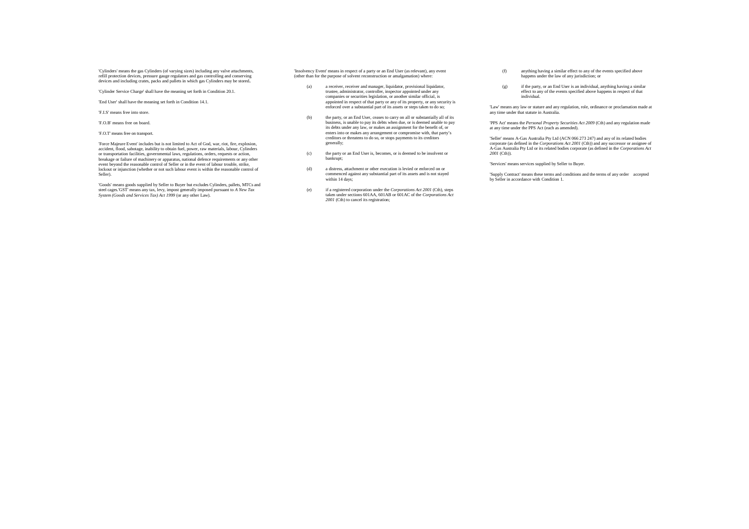'Cylinders' means the gas Cylinders (of varying sizes) including any valve attachments, refill protection devices, pressure gauge regulators and gas controlling and conserving devices and including crates, packs and pallets in which gas Cylinders may be stored.

'Cylinder Service Charge' shall have the meaning set forth in Condition 20.1.

'End User' shall have the meaning set forth in Condition 14.1.

'F.I.S' means free into store.

'F.O.B' means free on board.

'F.O.T' means free on transport.

'Force Majeure Event' includes but is not limited to Act of God, war, riot, fire, explosion, accident, flood, sabotage, inability to obtain fuel, power, raw materials, labour, Cylinders or transportation facilities, governmental laws, regulations, orders, requests or action, breakage or failure of machinery or apparatus, national defence requirements or any other event beyond the reasonable control of Seller or in the event of labour trouble, strike, lockout or injunction (whether or not such labour event is within the reasonable control of Seller).

'Goods' means goods supplied by Seller to Buyer but excludes Cylinders, pallets, MTCs and steel cages.'GST' means any tax, levy, impost generally imposed pursuant to *A New Tax System (Goods and Services Tax) Act 1999* (or any other Law).

'Insolvency Event' means in respect of a party or an End User (as relevant), any event (other than for the purpose of solvent reconstruction or amalgamation) where:

(a) a receiver, receiver and manager, liquidator, provisional liquidator, trustee, administrator, controller, inspector appointed under any companies or securities legislation, or another similar official, is appointed in respect of that party or any of its property, or any security is enforced over a substantial part of its assets or steps taken to do so;

(b) the party, or an End User, ceases to carry on all or substantially all of its business, is unable to pay its debts when due, or is deemed unable to pay its debts under any law, or makes an assignment for the benefit of, or enters into or makes any arrangement or compromise with, that party's creditors or threatens to do so, or stops payments to its creditors generally;

(c) the party or an End User is, becomes, or is deemed to be insolvent or bankrupt;

(d) a distress, attachment or other execution is levied or enforced on or commenced against any substantial part of its assets and is not stayed within 14 days;

(e) if a registered corporation under the *Corporations Act 2001* (Cth), steps taken under sections 601AA, 601AB or 601AC of the *Corporations Act 2001* (Cth) to cancel its registration;

(f) anything having a similar effect to any of the events specified above happens under the law of any jurisdiction; or

(g) if the party, or an End User is an individual, anything having a similar effect to any of the events specified above happens in respect of that individual.

'Law' means any law or stature and any regulation, role, ordinance or proclamation made at any time under that statute in Australia.

'PPS Act' means the *Personal Property Securities Act 2009* (Cth) and any regulation made at any time under the PPS Act (each as amended).

'Seller' means A-Gas Australia Pty Ltd (ACN 066 273 247) and any of its related bodies corporate (as defined in the *Corporations Act 2001* (Cth)) and any successor or assignee of A-Gas Australia Pty Ltd or its related bodies corporate (as defined in the *Corporations Act 2001* (Cth)).

'Services' means services supplied by Seller to Buyer.

'Supply Contract' means these terms and conditions and the terms of any order accepted by Seller in accordance with Condition 1.